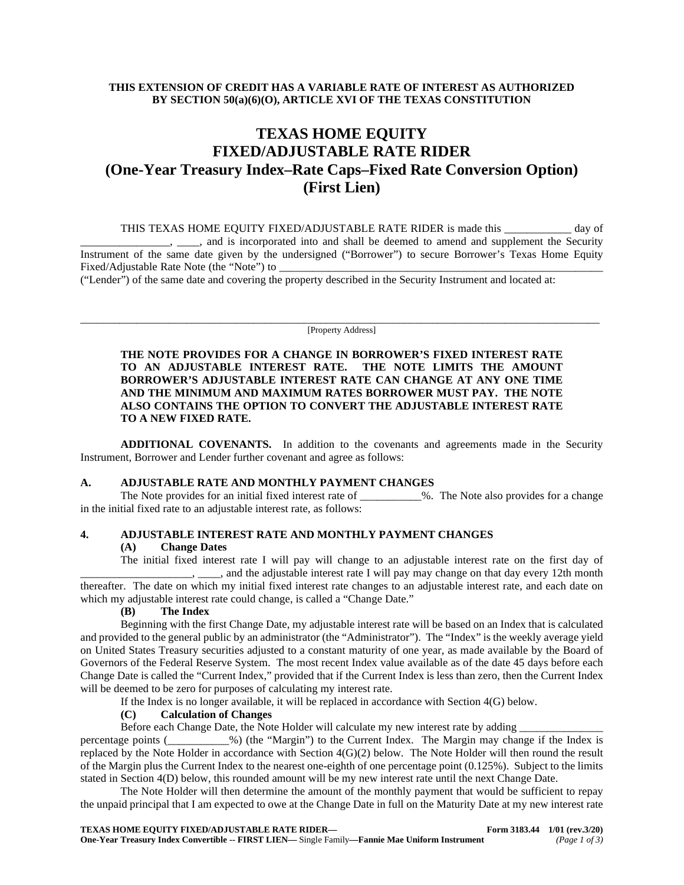**THIS EXTENSION OF CREDIT HAS A VARIABLE RATE OF INTEREST AS AUTHORIZED BY SECTION 50(a)(6)(O), ARTICLE XVI OF THE TEXAS CONSTITUTION**

# TEXAS HOME EQUITY FIXED/ADJUSTABLE RATE RIDER (One-Year Treasury Index–Rate Caps–Fixed Rate Conversion Option) (First Lien)

THIS TEXAS HOME EQUITY FIXED/ADJUSTABLE RATE RIDER is made this ____________ day of ________________, ____, and is incorporated into and shall be deemed to amend and supplement the Security Instrument of the same date given by the undersigned ("Borrower") to secure Borrower's Texas Home Equity Fixed/Adjustable Rate Note (the "Note") to ______________________________________________________________ ("Lender") of the same date and covering the property described in the Security Instrument and located at:

____________________________________________________________________________________________
[Property Address]

**THE NOTE PROVIDES FOR A CHANGE IN BORROWER'S FIXED INTEREST RATE TO AN ADJUSTABLE INTEREST RATE. THE NOTE LIMITS THE AMOUNT BORROWER'S ADJUSTABLE INTEREST RATE CAN CHANGE AT ANY ONE TIME AND THE MINIMUM AND MAXIMUM RATES BORROWER MUST PAY. THE NOTE ALSO CONTAINS THE OPTION TO CONVERT THE ADJUSTABLE INTEREST RATE TO A NEW FIXED RATE.**

**ADDITIONAL COVENANTS.** In addition to the covenants and agreements made in the Security Instrument, Borrower and Lender further covenant and agree as follows:

**A. ADJUSTABLE RATE AND MONTHLY PAYMENT CHANGES**

The Note provides for an initial fixed interest rate of ___________%. The Note also provides for a change in the initial fixed rate to an adjustable interest rate, as follows:

**4. ADJUSTABLE INTEREST RATE AND MONTHLY PAYMENT CHANGES**

**(A) Change Dates**

The initial fixed interest rate I will pay will change to an adjustable interest rate on the first day of ____________________, ____, and the adjustable interest rate I will pay may change on that day every 12th month thereafter. The date on which my initial fixed interest rate changes to an adjustable interest rate, and each date on which my adjustable interest rate could change, is called a "Change Date."

**(B) The Index**

Beginning with the first Change Date, my adjustable interest rate will be based on an Index that is calculated and provided to the general public by an administrator (the "Administrator"). The "Index" is the weekly average yield on United States Treasury securities adjusted to a constant maturity of one year, as made available by the Board of Governors of the Federal Reserve System. The most recent Index value available as of the date 45 days before each Change Date is called the "Current Index," provided that if the Current Index is less than zero, then the Current Index will be deemed to be zero for purposes of calculating my interest rate.

If the Index is no longer available, it will be replaced in accordance with Section 4(G) below.

**(C) Calculation of Changes**

Before each Change Date, the Note Holder will calculate my new interest rate by adding _______________ percentage points (___________%) (the "Margin") to the Current Index. The Margin may change if the Index is replaced by the Note Holder in accordance with Section 4(G)(2) below. The Note Holder will then round the result of the Margin plus the Current Index to the nearest one-eighth of one percentage point (0.125%). Subject to the limits stated in Section 4(D) below, this rounded amount will be my new interest rate until the next Change Date.

The Note Holder will then determine the amount of the monthly payment that would be sufficient to repay the unpaid principal that I am expected to owe at the Change Date in full on the Maturity Date at my new interest rate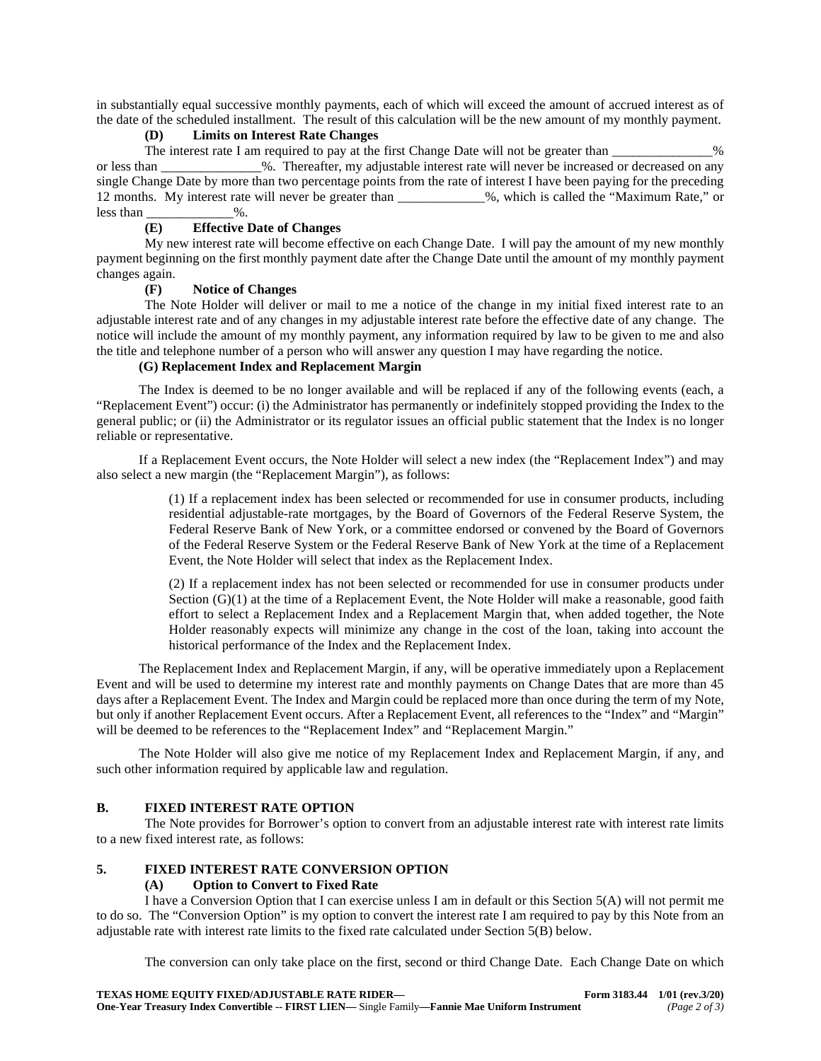in substantially equal successive monthly payments, each of which will exceed the amount of accrued interest as of the date of the scheduled installment. The result of this calculation will be the new amount of my monthly payment.

**(D) Limits on Interest Rate Changes**

The interest rate I am required to pay at the first Change Date will not be greater than _______________% or less than _______________%. Thereafter, my adjustable interest rate will never be increased or decreased on any single Change Date by more than two percentage points from the rate of interest I have been paying for the preceding 12 months. My interest rate will never be greater than _____________%, which is called the "Maximum Rate," or less than _____________%.

**(E) Effective Date of Changes**

My new interest rate will become effective on each Change Date. I will pay the amount of my new monthly payment beginning on the first monthly payment date after the Change Date until the amount of my monthly payment changes again.

**(F) Notice of Changes**

The Note Holder will deliver or mail to me a notice of the change in my initial fixed interest rate to an adjustable interest rate and of any changes in my adjustable interest rate before the effective date of any change. The notice will include the amount of my monthly payment, any information required by law to be given to me and also the title and telephone number of a person who will answer any question I may have regarding the notice.

**(G) Replacement Index and Replacement Margin**

The Index is deemed to be no longer available and will be replaced if any of the following events (each, a "Replacement Event") occur: (i) the Administrator has permanently or indefinitely stopped providing the Index to the general public; or (ii) the Administrator or its regulator issues an official public statement that the Index is no longer reliable or representative.

If a Replacement Event occurs, the Note Holder will select a new index (the "Replacement Index") and may also select a new margin (the "Replacement Margin"), as follows:

(1) If a replacement index has been selected or recommended for use in consumer products, including residential adjustable-rate mortgages, by the Board of Governors of the Federal Reserve System, the Federal Reserve Bank of New York, or a committee endorsed or convened by the Board of Governors of the Federal Reserve System or the Federal Reserve Bank of New York at the time of a Replacement Event, the Note Holder will select that index as the Replacement Index.

(2) If a replacement index has not been selected or recommended for use in consumer products under Section (G)(1) at the time of a Replacement Event, the Note Holder will make a reasonable, good faith effort to select a Replacement Index and a Replacement Margin that, when added together, the Note Holder reasonably expects will minimize any change in the cost of the loan, taking into account the historical performance of the Index and the Replacement Index.

The Replacement Index and Replacement Margin, if any, will be operative immediately upon a Replacement Event and will be used to determine my interest rate and monthly payments on Change Dates that are more than 45 days after a Replacement Event. The Index and Margin could be replaced more than once during the term of my Note, but only if another Replacement Event occurs. After a Replacement Event, all references to the "Index" and "Margin" will be deemed to be references to the "Replacement Index" and "Replacement Margin."

The Note Holder will also give me notice of my Replacement Index and Replacement Margin, if any, and such other information required by applicable law and regulation.

## B. FIXED INTEREST RATE OPTION

The Note provides for Borrower's option to convert from an adjustable interest rate with interest rate limits to a new fixed interest rate, as follows:

## 5. FIXED INTEREST RATE CONVERSION OPTION

**(A) Option to Convert to Fixed Rate**

I have a Conversion Option that I can exercise unless I am in default or this Section 5(A) will not permit me to do so. The "Conversion Option" is my option to convert the interest rate I am required to pay by this Note from an adjustable rate with interest rate limits to the fixed rate calculated under Section 5(B) below.

The conversion can only take place on the first, second or third Change Date. Each Change Date on which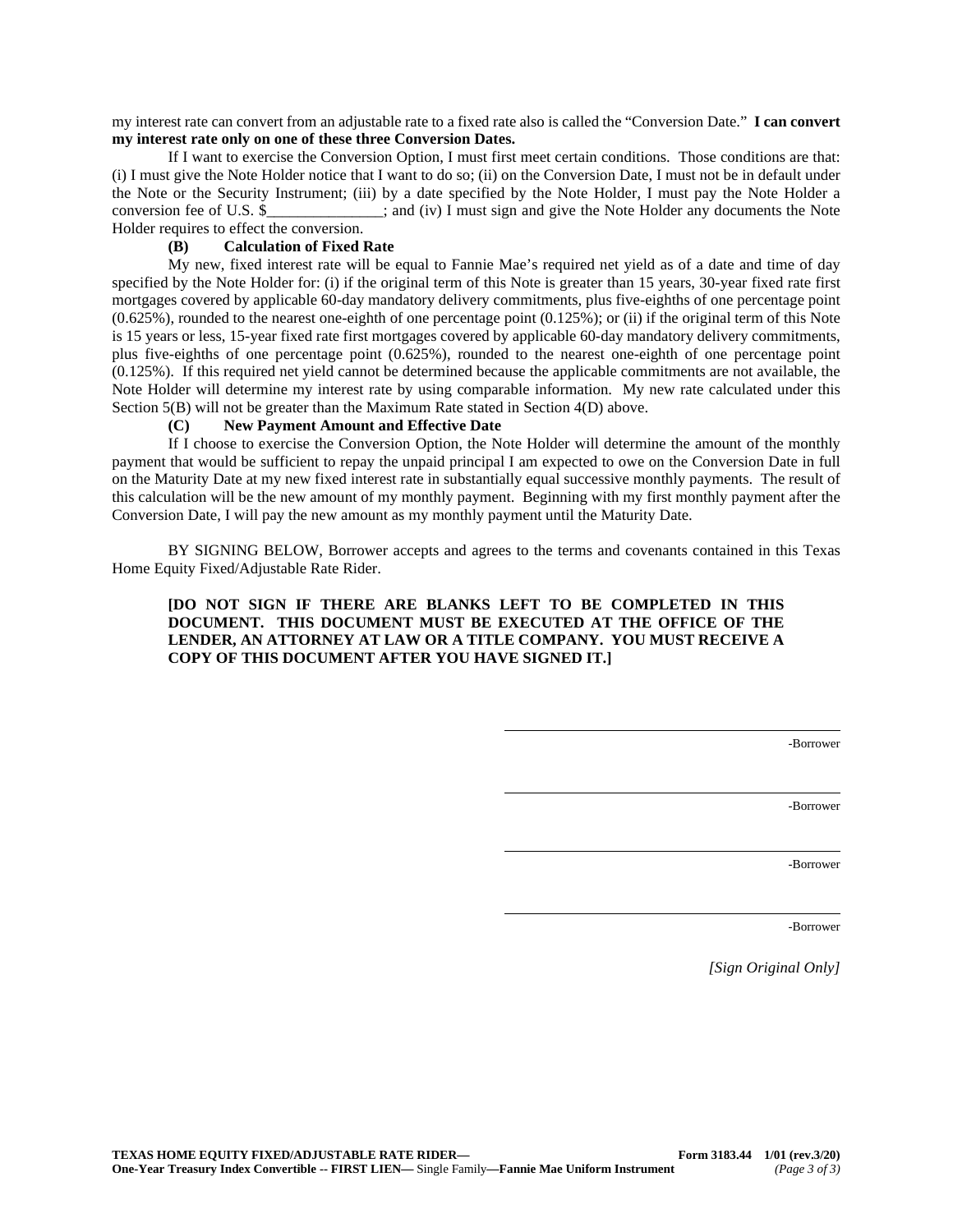my interest rate can convert from an adjustable rate to a fixed rate also is called the "Conversion Date." **I can convert my interest rate only on one of these three Conversion Dates.**

If I want to exercise the Conversion Option, I must first meet certain conditions. Those conditions are that: (i) I must give the Note Holder notice that I want to do so; (ii) on the Conversion Date, I must not be in default under the Note or the Security Instrument; (iii) by a date specified by the Note Holder, I must pay the Note Holder a conversion fee of U.S. $_______________; and (iv) I must sign and give the Note Holder any documents the Note Holder requires to effect the conversion.

**(B) Calculation of Fixed Rate**

My new, fixed interest rate will be equal to Fannie Mae's required net yield as of a date and time of day specified by the Note Holder for: (i) if the original term of this Note is greater than 15 years, 30-year fixed rate first mortgages covered by applicable 60-day mandatory delivery commitments, plus five-eighths of one percentage point (0.625%), rounded to the nearest one-eighth of one percentage point (0.125%); or (ii) if the original term of this Note is 15 years or less, 15-year fixed rate first mortgages covered by applicable 60-day mandatory delivery commitments, plus five-eighths of one percentage point (0.625%), rounded to the nearest one-eighth of one percentage point (0.125%). If this required net yield cannot be determined because the applicable commitments are not available, the Note Holder will determine my interest rate by using comparable information. My new rate calculated under this Section 5(B) will not be greater than the Maximum Rate stated in Section 4(D) above.

**(C) New Payment Amount and Effective Date**

If I choose to exercise the Conversion Option, the Note Holder will determine the amount of the monthly payment that would be sufficient to repay the unpaid principal I am expected to owe on the Conversion Date in full on the Maturity Date at my new fixed interest rate in substantially equal successive monthly payments. The result of this calculation will be the new amount of my monthly payment. Beginning with my first monthly payment after the Conversion Date, I will pay the new amount as my monthly payment until the Maturity Date.

BY SIGNING BELOW, Borrower accepts and agrees to the terms and covenants contained in this Texas Home Equity Fixed/Adjustable Rate Rider.

**[DO NOT SIGN IF THERE ARE BLANKS LEFT TO BE COMPLETED IN THIS DOCUMENT. THIS DOCUMENT MUST BE EXECUTED AT THE OFFICE OF THE LENDER, AN ATTORNEY AT LAW OR A TITLE COMPANY. YOU MUST RECEIVE A COPY OF THIS DOCUMENT AFTER YOU HAVE SIGNED IT.]**

_______________________________ -Borrower

_______________________________ -Borrower

_______________________________ -Borrower

_______________________________ -Borrower

*[Sign Original Only]*

**TEXAS HOME EQUITY FIXED/ADJUSTABLE RATE RIDER— One-Year Treasury Index Convertible -- FIRST LIEN—** Single Family**—Fannie Mae Uniform Instrument** **Form 3183.44 1/01 (rev.3/20)**